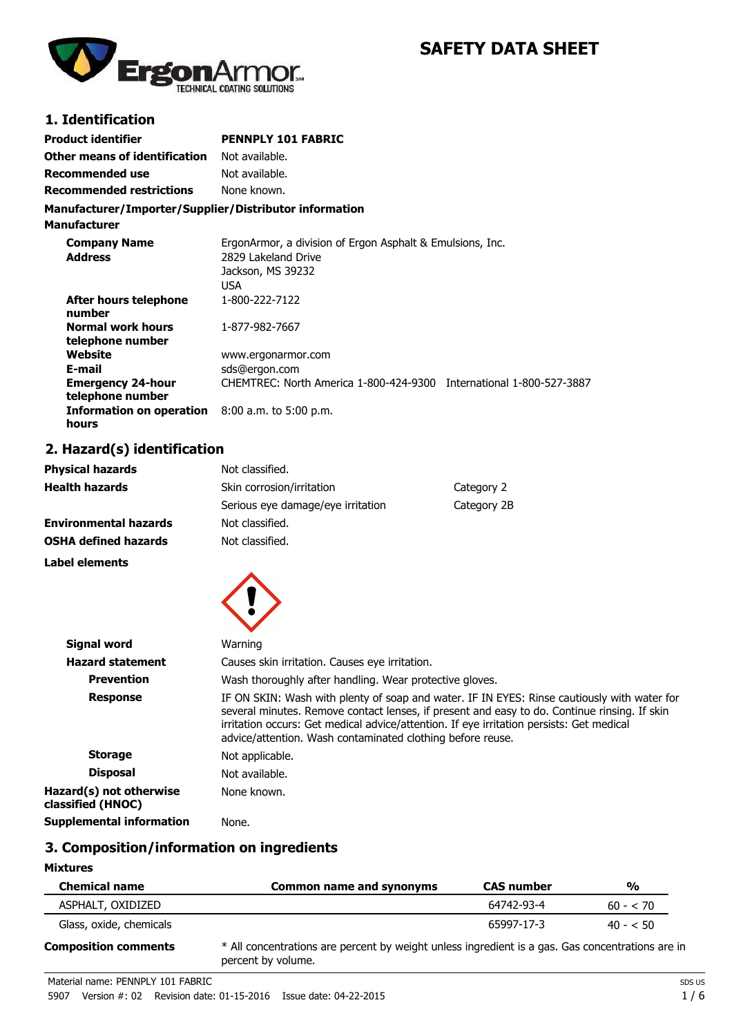# SAFETY DATA SHEET

## 1. Identification

| | |
|---|---|
| **Product identifier** | **PENNPLY 101 FABRIC** |
| **Other means of identification** | Not available. |
| **Recommended use** | Not available. |
| **Recommended restrictions** | None known. |

**Manufacturer/Importer/Supplier/Distributor information**

**Manufacturer**

| | |
|---|---|
| **Company Name** | ErgonArmor, a division of Ergon Asphalt & Emulsions, Inc. |
| **Address** | 2829 Lakeland Drive<br>Jackson, MS 39232<br>USA |
| **After hours telephone number** | 1-800-222-7122 |
| **Normal work hours telephone number** | 1-877-982-7667 |
| **Website** | www.ergonarmor.com |
| **E-mail** | sds@ergon.com |
| **Emergency 24-hour telephone number** | CHEMTREC: North America 1-800-424-9300 International 1-800-527-3887 |
| **Information on operation hours** | 8:00 a.m. to 5:00 p.m. |

## 2. Hazard(s) identification

| | | |
|---|---|---|
| **Physical hazards** | Not classified. | |
| **Health hazards** | Skin corrosion/irritation | Category 2 |
| | Serious eye damage/eye irritation | Category 2B |
| **Environmental hazards** | Not classified. | |
| **OSHA defined hazards** | Not classified. | |

**Label elements**

| | |
|---|---|
| **Signal word** | Warning |
| **Hazard statement** | Causes skin irritation. Causes eye irritation. |
| **Prevention** | Wash thoroughly after handling. Wear protective gloves. |
| **Response** | IF ON SKIN: Wash with plenty of soap and water. IF IN EYES: Rinse cautiously with water for several minutes. Remove contact lenses, if present and easy to do. Continue rinsing. If skin irritation occurs: Get medical advice/attention. If eye irritation persists: Get medical advice/attention. Wash contaminated clothing before reuse. |
| **Storage** | Not applicable. |
| **Disposal** | Not available. |
| **Hazard(s) not otherwise classified (HNOC)** | None known. |
| **Supplemental information** | None. |

## 3. Composition/information on ingredients

**Mixtures**

| Chemical name | Common name and synonyms | CAS number | % |
|---|---|---|---|
| ASPHALT, OXIDIZED | | 64742-93-4 | 60 - < 70 |
| Glass, oxide, chemicals | | 65997-17-3 | 40 - < 50 |

**Composition comments** * All concentrations are percent by weight unless ingredient is a gas. Gas concentrations are in percent by volume.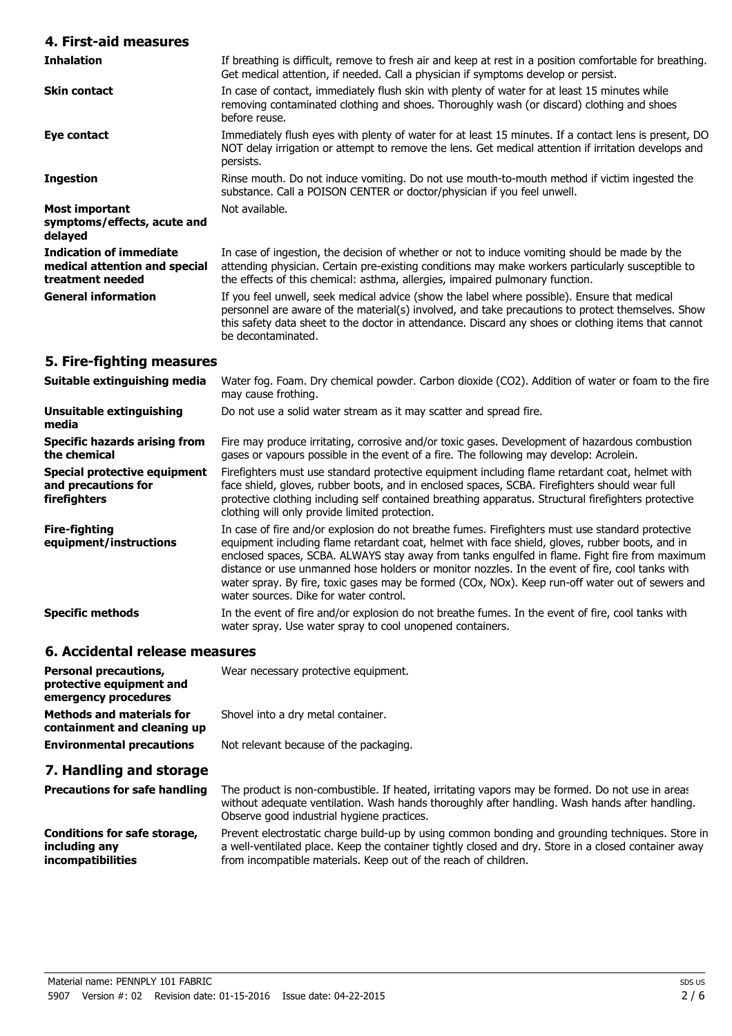## 4. First-aid measures

| | |
|---|---|
| **Inhalation** | If breathing is difficult, remove to fresh air and keep at rest in a position comfortable for breathing. Get medical attention, if needed. Call a physician if symptoms develop or persist. |
| **Skin contact** | In case of contact, immediately flush skin with plenty of water for at least 15 minutes while removing contaminated clothing and shoes. Thoroughly wash (or discard) clothing and shoes before reuse. |
| **Eye contact** | Immediately flush eyes with plenty of water for at least 15 minutes. If a contact lens is present, DO NOT delay irrigation or attempt to remove the lens. Get medical attention if irritation develops and persists. |
| **Ingestion** | Rinse mouth. Do not induce vomiting. Do not use mouth-to-mouth method if victim ingested the substance. Call a POISON CENTER or doctor/physician if you feel unwell. |
| **Most important symptoms/effects, acute and delayed** | Not available. |
| **Indication of immediate medical attention and special treatment needed** | In case of ingestion, the decision of whether or not to induce vomiting should be made by the attending physician. Certain pre-existing conditions may make workers particularly susceptible to the effects of this chemical: asthma, allergies, impaired pulmonary function. |
| **General information** | If you feel unwell, seek medical advice (show the label where possible). Ensure that medical personnel are aware of the material(s) involved, and take precautions to protect themselves. Show this safety data sheet to the doctor in attendance. Discard any shoes or clothing items that cannot be decontaminated. |

## 5. Fire-fighting measures

| | |
|---|---|
| **Suitable extinguishing media** | Water fog. Foam. Dry chemical powder. Carbon dioxide ($CO_2$). Addition of water or foam to the fire may cause frothing. |
| **Unsuitable extinguishing media** | Do not use a solid water stream as it may scatter and spread fire. |
| **Specific hazards arising from the chemical** | Fire may produce irritating, corrosive and/or toxic gases. Development of hazardous combustion gases or vapours possible in the event of a fire. The following may develop: Acrolein. |
| **Special protective equipment and precautions for firefighters** | Firefighters must use standard protective equipment including flame retardant coat, helmet with face shield, gloves, rubber boots, and in enclosed spaces, SCBA. Firefighters should wear full protective clothing including self contained breathing apparatus. Structural firefighters protective clothing will only provide limited protection. |
| **Fire-fighting equipment/instructions** | In case of fire and/or explosion do not breathe fumes. Firefighters must use standard protective equipment including flame retardant coat, helmet with face shield, gloves, rubber boots, and in enclosed spaces, SCBA. ALWAYS stay away from tanks engulfed in flame. Fight fire from maximum distance or use unmanned hose holders or monitor nozzles. In the event of fire, cool tanks with water spray. By fire, toxic gases may be formed (COx, NOx). Keep run-off water out of sewers and water sources. Dike for water control. |
| **Specific methods** | In the event of fire and/or explosion do not breathe fumes. In the event of fire, cool tanks with water spray. Use water spray to cool unopened containers. |

## 6. Accidental release measures

| | |
|---|---|
| **Personal precautions, protective equipment and emergency procedures** | Wear necessary protective equipment. |
| **Methods and materials for containment and cleaning up** | Shovel into a dry metal container. |
| **Environmental precautions** | Not relevant because of the packaging. |

## 7. Handling and storage

| | |
|---|---|
| **Precautions for safe handling** | The product is non-combustible. If heated, irritating vapors may be formed. Do not use in areas without adequate ventilation. Wash hands thoroughly after handling. Wash hands after handling. Observe good industrial hygiene practices. |
| **Conditions for safe storage, including any incompatibilities** | Prevent electrostatic charge build-up by using common bonding and grounding techniques. Store in a well-ventilated place. Keep the container tightly closed and dry. Store in a closed container away from incompatible materials. Keep out of the reach of children. |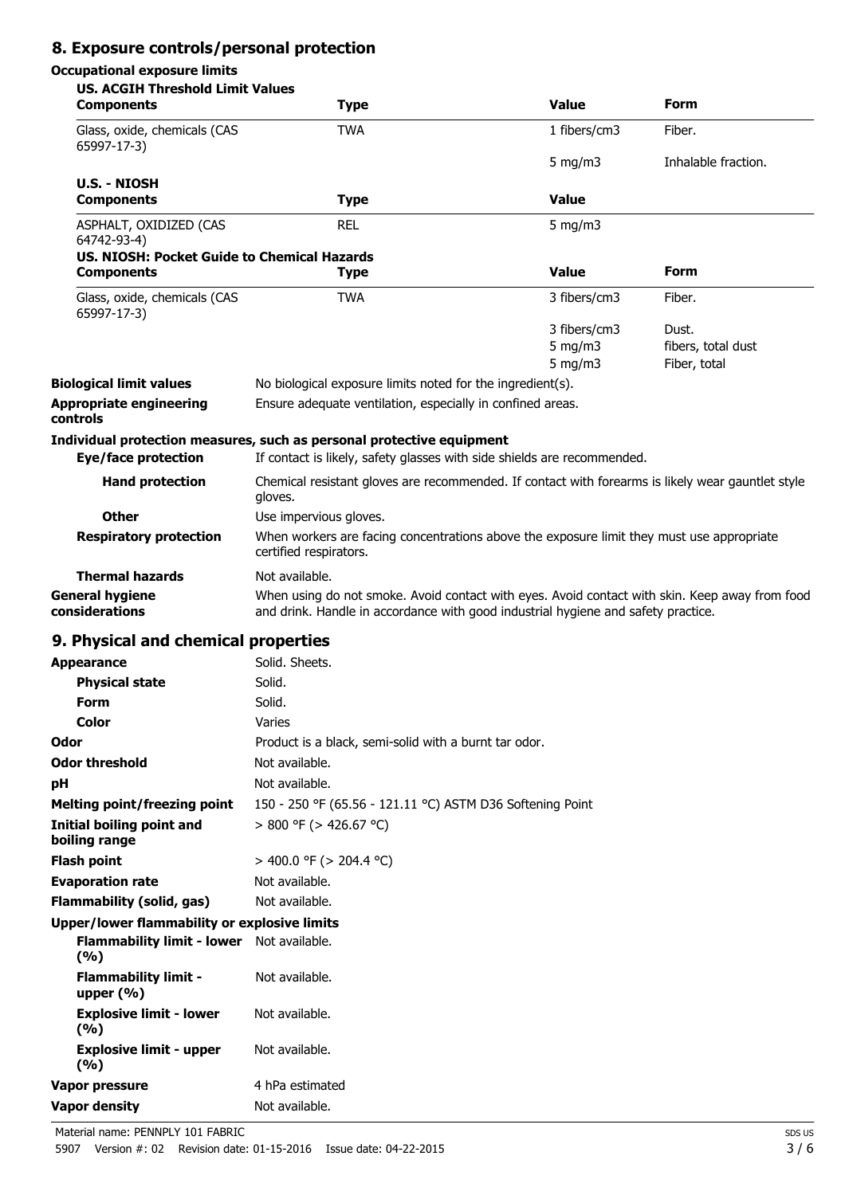## 8. Exposure controls/personal protection

### Occupational exposure limits

**US. ACGIH Threshold Limit Values**

| Components | Type | Value | Form |
|---|---|---|---|
| Glass, oxide, chemicals (CAS 65997-17-3) | TWA | 1 fibers/cm3 | Fiber. |
| | | 5 mg/m3 | Inhalable fraction. |

**U.S. - NIOSH**

| Components | Type | Value |
|---|---|---|
| ASPHALT, OXIDIZED (CAS 64742-93-4) | REL | 5 mg/m3 |

**US. NIOSH: Pocket Guide to Chemical Hazards**

| Components | Type | Value | Form |
|---|---|---|---|
| Glass, oxide, chemicals (CAS 65997-17-3) | TWA | 3 fibers/cm3 | Fiber. |
| | | 3 fibers/cm3 | Dust. |
| | | 5 mg/m3 | fibers, total dust |
| | | 5 mg/m3 | Fiber, total |

**Biological limit values** No biological exposure limits noted for the ingredient(s).

**Appropriate engineering controls** Ensure adequate ventilation, especially in confined areas.

**Individual protection measures, such as personal protective equipment**

**Eye/face protection** If contact is likely, safety glasses with side shields are recommended.

**Hand protection** Chemical resistant gloves are recommended. If contact with forearms is likely wear gauntlet style gloves.

**Other** Use impervious gloves.

**Respiratory protection** When workers are facing concentrations above the exposure limit they must use appropriate certified respirators.

**Thermal hazards** Not available.

**General hygiene considerations** When using do not smoke. Avoid contact with eyes. Avoid contact with skin. Keep away from food and drink. Handle in accordance with good industrial hygiene and safety practice.

## 9. Physical and chemical properties

| | |
|---|---|
| **Appearance** | Solid. Sheets. |
| **Physical state** | Solid. |
| **Form** | Solid. |
| **Color** | Varies |
| **Odor** | Product is a black, semi-solid with a burnt tar odor. |
| **Odor threshold** | Not available. |
| **pH** | Not available. |
| **Melting point/freezing point** | 150 - 250 °F (65.56 - 121.11 °C) ASTM D36 Softening Point |
| **Initial boiling point and boiling range** | > 800 °F (> 426.67 °C) |
| **Flash point** | > 400.0 °F (> 204.4 °C) |
| **Evaporation rate** | Not available. |
| **Flammability (solid, gas)** | Not available. |
| **Upper/lower flammability or explosive limits** | |
| **Flammability limit - lower (%)** | Not available. |
| **Flammability limit - upper (%)** | Not available. |
| **Explosive limit - lower (%)** | Not available. |
| **Explosive limit - upper (%)** | Not available. |
| **Vapor pressure** | 4 hPa estimated |
| **Vapor density** | Not available. |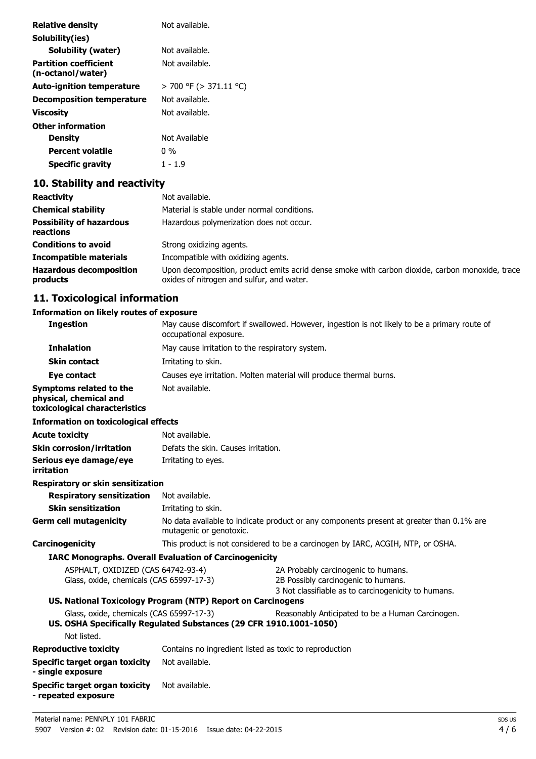| | |
|---|---|
| **Relative density** | Not available. |
| **Solubility(ies)** | |
| **Solubility (water)** | Not available. |
| **Partition coefficient (n-octanol/water)** | Not available. |
| **Auto-ignition temperature** | > 700 °F (> 371.11 °C) |
| **Decomposition temperature** | Not available. |
| **Viscosity** | Not available. |
| **Other information** | |
| **Density** | Not Available |
| **Percent volatile** | 0 % |
| **Specific gravity** | 1 - 1.9 |

## 10. Stability and reactivity

| | |
|---|---|
| **Reactivity** | Not available. |
| **Chemical stability** | Material is stable under normal conditions. |
| **Possibility of hazardous reactions** | Hazardous polymerization does not occur. |
| **Conditions to avoid** | Strong oxidizing agents. |
| **Incompatible materials** | Incompatible with oxidizing agents. |
| **Hazardous decomposition products** | Upon decomposition, product emits acrid dense smoke with carbon dioxide, carbon monoxide, trace oxides of nitrogen and sulfur, and water. |

## 11. Toxicological information

**Information on likely routes of exposure**

| | |
|---|---|
| **Ingestion** | May cause discomfort if swallowed. However, ingestion is not likely to be a primary route of occupational exposure. |
| **Inhalation** | May cause irritation to the respiratory system. |
| **Skin contact** | Irritating to skin. |
| **Eye contact** | Causes eye irritation. Molten material will produce thermal burns. |
| **Symptoms related to the physical, chemical and toxicological characteristics** | Not available. |

**Information on toxicological effects**

| | |
|---|---|
| **Acute toxicity** | Not available. |
| **Skin corrosion/irritation** | Defats the skin. Causes irritation. |
| **Serious eye damage/eye irritation** | Irritating to eyes. |
| **Respiratory or skin sensitization** | |
| **Respiratory sensitization** | Not available. |
| **Skin sensitization** | Irritating to skin. |
| **Germ cell mutagenicity** | No data available to indicate product or any components present at greater than 0.1% are mutagenic or genotoxic. |
| **Carcinogenicity** | This product is not considered to be a carcinogen by IARC, ACGIH, NTP, or OSHA. |

**IARC Monographs. Overall Evaluation of Carcinogenicity**

| | |
|---|---|
| ASPHALT, OXIDIZED (CAS 64742-93-4) | 2A Probably carcinogenic to humans. |
| Glass, oxide, chemicals (CAS 65997-17-3) | 2B Possibly carcinogenic to humans. |
| | 3 Not classifiable as to carcinogenicity to humans. |

**US. National Toxicology Program (NTP) Report on Carcinogens**

| | |
|---|---|
| Glass, oxide, chemicals (CAS 65997-17-3) | Reasonably Anticipated to be a Human Carcinogen. |

**US. OSHA Specifically Regulated Substances (29 CFR 1910.1001-1050)**

Not listed.

| | |
|---|---|
| **Reproductive toxicity** | Contains no ingredient listed as toxic to reproduction |
| **Specific target organ toxicity - single exposure** | Not available. |
| **Specific target organ toxicity - repeated exposure** | Not available. |

Material name: PENNPLY 101 FABRIC
5907 Version #: 02 Revision date: 01-15-2016 Issue date: 04-22-2015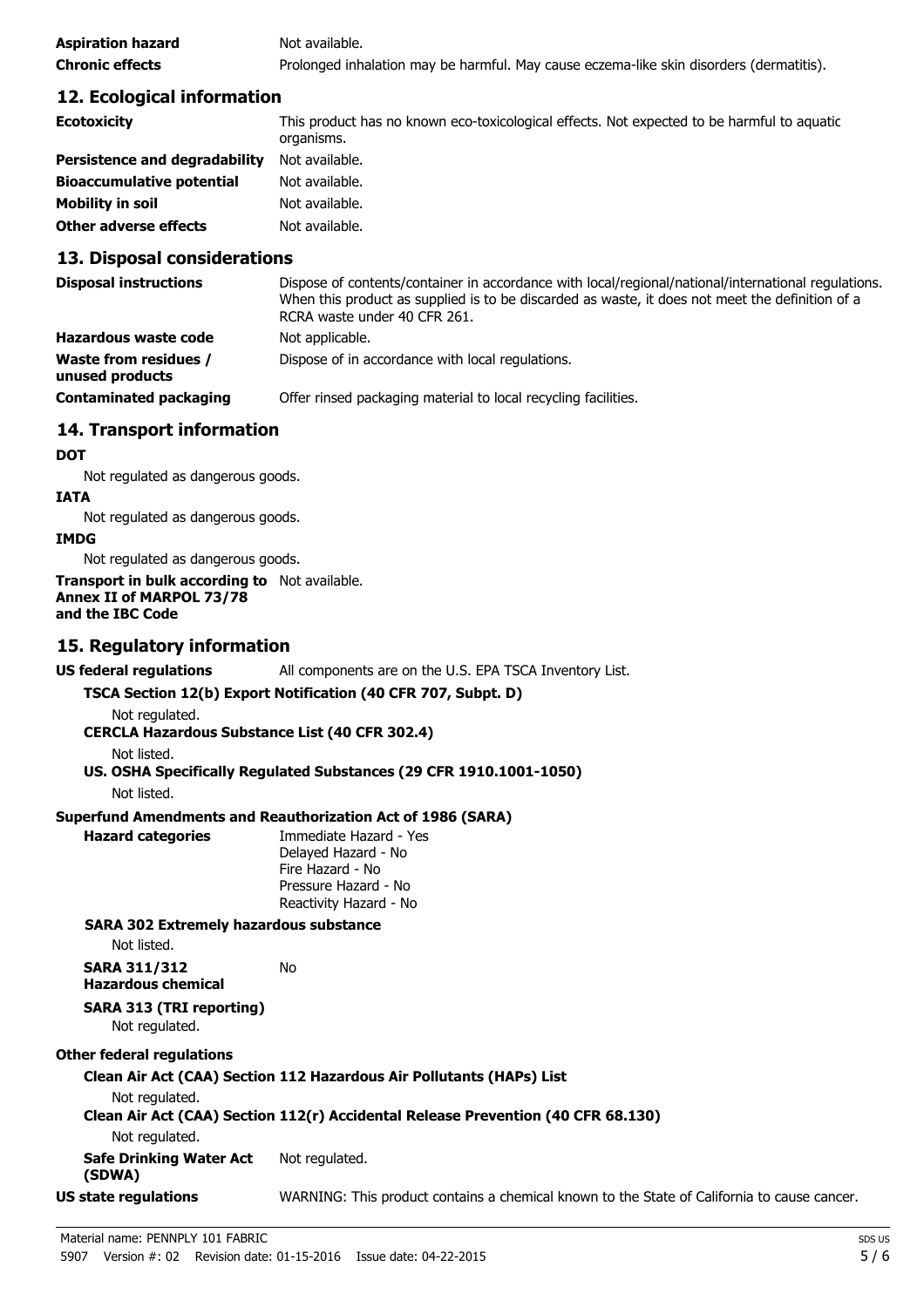**Aspiration hazard** Not available.

**Chronic effects** Prolonged inhalation may be harmful. May cause eczema-like skin disorders (dermatitis).

## 12. Ecological information

**Ecotoxicity** This product has no known eco-toxicological effects. Not expected to be harmful to aquatic organisms.

**Persistence and degradability** Not available.

**Bioaccumulative potential** Not available.

**Mobility in soil** Not available.

**Other adverse effects** Not available.

## 13. Disposal considerations

**Disposal instructions** Dispose of contents/container in accordance with local/regional/national/international regulations. When this product as supplied is to be discarded as waste, it does not meet the definition of a RCRA waste under 40 CFR 261.

**Hazardous waste code** Not applicable.

**Waste from residues / unused products** Dispose of in accordance with local regulations.

**Contaminated packaging** Offer rinsed packaging material to local recycling facilities.

## 14. Transport information

**DOT**

Not regulated as dangerous goods.

**IATA**

Not regulated as dangerous goods.

**IMDG**

Not regulated as dangerous goods.

**Transport in bulk according to Annex II of MARPOL 73/78 and the IBC Code** Not available.

## 15. Regulatory information

**US federal regulations** All components are on the U.S. EPA TSCA Inventory List.

**TSCA Section 12(b) Export Notification (40 CFR 707, Subpt. D)**

Not regulated.

**CERCLA Hazardous Substance List (40 CFR 302.4)**

Not listed.

**US. OSHA Specifically Regulated Substances (29 CFR 1910.1001-1050)**

Not listed.

**Superfund Amendments and Reauthorization Act of 1986 (SARA)**

**Hazard categories**
Immediate Hazard - Yes
Delayed Hazard - No
Fire Hazard - No
Pressure Hazard - No
Reactivity Hazard - No

**SARA 302 Extremely hazardous substance**

Not listed.

**SARA 311/312 Hazardous chemical** No

**SARA 313 (TRI reporting)**

Not regulated.

**Other federal regulations**

**Clean Air Act (CAA) Section 112 Hazardous Air Pollutants (HAPs) List**

Not regulated.

**Clean Air Act (CAA) Section 112(r) Accidental Release Prevention (40 CFR 68.130)**

Not regulated.

**Safe Drinking Water Act (SDWA)** Not regulated.

**US state regulations** WARNING: This product contains a chemical known to the State of California to cause cancer.

Material name: PENNPLY 101 FABRIC
5907 Version #: 02 Revision date: 01-15-2016 Issue date: 04-22-2015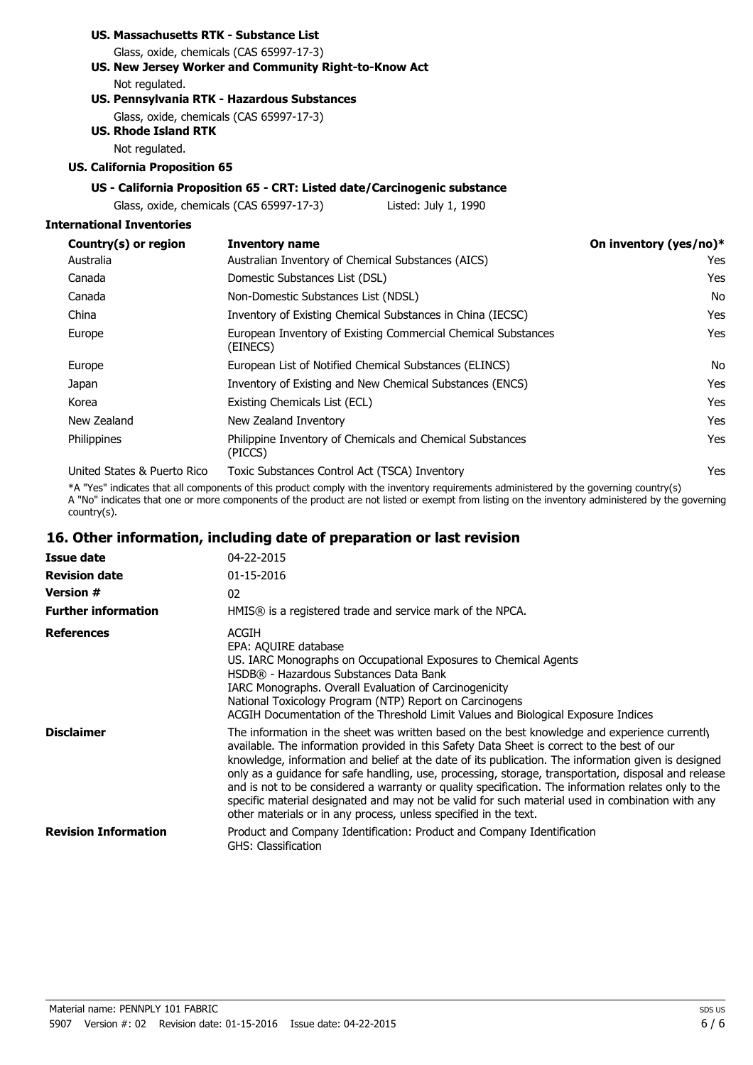**US. Massachusetts RTK - Substance List**

Glass, oxide, chemicals (CAS 65997-17-3)

**US. New Jersey Worker and Community Right-to-Know Act**

Not regulated.

**US. Pennsylvania RTK - Hazardous Substances**

Glass, oxide, chemicals (CAS 65997-17-3)

**US. Rhode Island RTK**

Not regulated.

**US. California Proposition 65**

**US - California Proposition 65 - CRT: Listed date/Carcinogenic substance**

Glass, oxide, chemicals (CAS 65997-17-3) Listed: July 1, 1990

**International Inventories**

| Country(s) or region | Inventory name | On inventory (yes/no)* |
|---|---|---|
| Australia | Australian Inventory of Chemical Substances (AICS) | Yes |
| Canada | Domestic Substances List (DSL) | Yes |
| Canada | Non-Domestic Substances List (NDSL) | No |
| China | Inventory of Existing Chemical Substances in China (IECSC) | Yes |
| Europe | European Inventory of Existing Commercial Chemical Substances (EINECS) | Yes |
| Europe | European List of Notified Chemical Substances (ELINCS) | No |
| Japan | Inventory of Existing and New Chemical Substances (ENCS) | Yes |
| Korea | Existing Chemicals List (ECL) | Yes |
| New Zealand | New Zealand Inventory | Yes |
| Philippines | Philippine Inventory of Chemicals and Chemical Substances (PICCS) | Yes |
| United States & Puerto Rico | Toxic Substances Control Act (TSCA) Inventory | Yes |

*A "Yes" indicates that all components of this product comply with the inventory requirements administered by the governing country(s)
A "No" indicates that one or more components of the product are not listed or exempt from listing on the inventory administered by the governing country(s).

## 16. Other information, including date of preparation or last revision

**Issue date** 04-22-2015

**Revision date** 01-15-2016

**Version #** 02

**Further information** HMIS® is a registered trade and service mark of the NPCA.

**References**
ACGIH
EPA: AQUIRE database
US. IARC Monographs on Occupational Exposures to Chemical Agents
HSDB® - Hazardous Substances Data Bank
IARC Monographs. Overall Evaluation of Carcinogenicity
National Toxicology Program (NTP) Report on Carcinogens
ACGIH Documentation of the Threshold Limit Values and Biological Exposure Indices

**Disclaimer** The information in the sheet was written based on the best knowledge and experience currently available. The information provided in this Safety Data Sheet is correct to the best of our knowledge, information and belief at the date of its publication. The information given is designed only as a guidance for safe handling, use, processing, storage, transportation, disposal and release and is not to be considered a warranty or quality specification. The information relates only to the specific material designated and may not be valid for such material used in combination with any other materials or in any process, unless specified in the text.

**Revision Information**
Product and Company Identification: Product and Company Identification
GHS: Classification